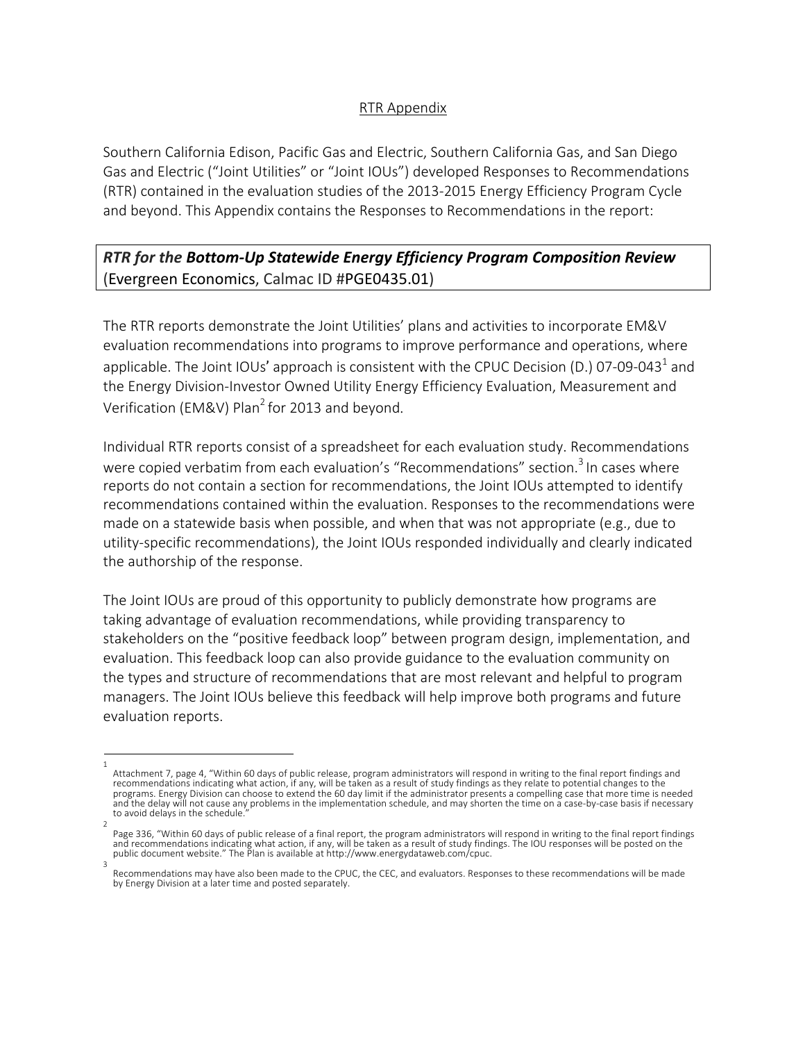# RTR Appendix

Southern California Edison, Pacific Gas and Electric, Southern California Gas, and San Diego Gas and Electric ("Joint Utilities" or "Joint IOUs") developed Responses to Recommendations (RTR) contained in the evaluation studies of the 2013-2015 Energy Efficiency Program Cycle and beyond. This Appendix contains the Responses to Recommendations in the report:

## *RTR for the* ***Bottom-Up Statewide Energy Efficiency Program Composition Review*** (Evergreen Economics, Calmac ID #PGE0435.01)

The RTR reports demonstrate the Joint Utilities' plans and activities to incorporate EM&V evaluation recommendations into programs to improve performance and operations, where applicable. The Joint IOUs' approach is consistent with the CPUC Decision (D.) 07-09-043[1] and the Energy Division-Investor Owned Utility Energy Efficiency Evaluation, Measurement and Verification (EM&V) Plan[2] for 2013 and beyond.

Individual RTR reports consist of a spreadsheet for each evaluation study. Recommendations were copied verbatim from each evaluation's "Recommendations" section.[3] In cases where reports do not contain a section for recommendations, the Joint IOUs attempted to identify recommendations contained within the evaluation. Responses to the recommendations were made on a statewide basis when possible, and when that was not appropriate (e.g., due to utility-specific recommendations), the Joint IOUs responded individually and clearly indicated the authorship of the response.

The Joint IOUs are proud of this opportunity to publicly demonstrate how programs are taking advantage of evaluation recommendations, while providing transparency to stakeholders on the "positive feedback loop" between program design, implementation, and evaluation. This feedback loop can also provide guidance to the evaluation community on the types and structure of recommendations that are most relevant and helpful to program managers. The Joint IOUs believe this feedback will help improve both programs and future evaluation reports.

---

[1] Attachment 7, page 4, "Within 60 days of public release, program administrators will respond in writing to the final report findings and recommendations indicating what action, if any, will be taken as a result of study findings as they relate to potential changes to the programs. Energy Division can choose to extend the 60 day limit if the administrator presents a compelling case that more time is needed and the delay will not cause any problems in the implementation schedule, and may shorten the time on a case-by-case basis if necessary to avoid delays in the schedule."

[2] Page 336, "Within 60 days of public release of a final report, the program administrators will respond in writing to the final report findings and recommendations indicating what action, if any, will be taken as a result of study findings. The IOU responses will be posted on the public document website." The Plan is available at http://www.energydataweb.com/cpuc.

[3] Recommendations may have also been made to the CPUC, the CEC, and evaluators. Responses to these recommendations will be made by Energy Division at a later time and posted separately.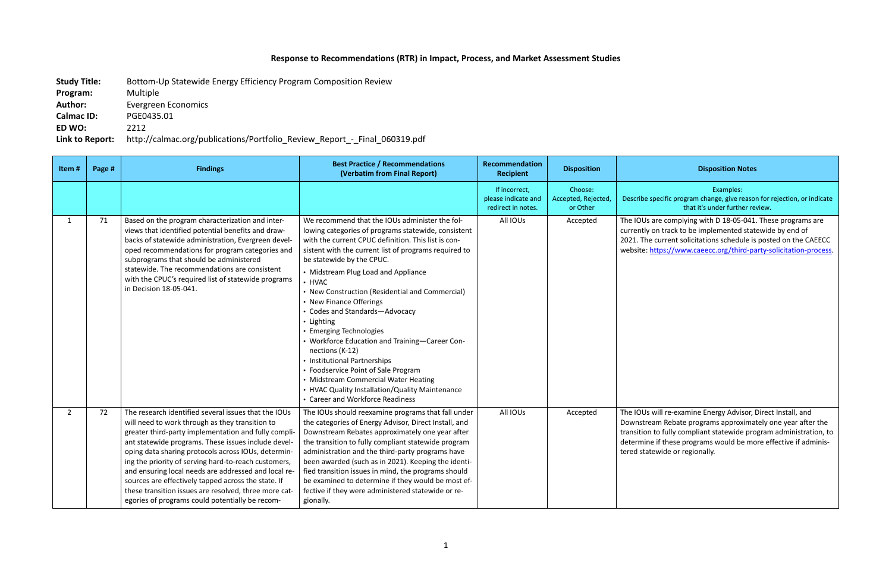# Response to Recommendations (RTR) in Impact, Process, and Market Assessment Studies

**Study Title:** Bottom-Up Statewide Energy Efficiency Program Composition Review
**Program:** Multiple
**Author:** Evergreen Economics
**Calmac ID:** PGE0435.01
**ED WO:** 2212
**Link to Report:** http://calmac.org/publications/Portfolio_Review_Report_-_Final_060319.pdf

| Item # | Page # | Findings | Best Practice / Recommendations (Verbatim from Final Report) | Recommendation Recipient | Disposition | Disposition Notes |
|---|---|---|---|---|---|---|
| | | | | If incorrect, please indicate and redirect in notes. | Choose: Accepted, Rejected, or Other | Examples: Describe specific program change, give reason for rejection, or indicate that it's under further review. |
| 1 | 71 | Based on the program characterization and interviews that identified potential benefits and drawbacks of statewide administration, Evergreen developed recommendations for program categories and subprograms that should be administered statewide. The recommendations are consistent with the CPUC's required list of statewide programs in Decision 18-05-041. | We recommend that the IOUs administer the following categories of programs statewide, consistent with the current CPUC definition. This list is consistent with the current list of programs required to be statewide by the CPUC.<br>• Midstream Plug Load and Appliance<br>• HVAC<br>• New Construction (Residential and Commercial)<br>• New Finance Offerings<br>• Codes and Standards—Advocacy<br>• Lighting<br>• Emerging Technologies<br>• Workforce Education and Training—Career Connections (K-12)<br>• Institutional Partnerships<br>• Foodservice Point of Sale Program<br>• Midstream Commercial Water Heating<br>• HVAC Quality Installation/Quality Maintenance<br>• Career and Workforce Readiness | All IOUs | Accepted | The IOUs are complying with D 18-05-041. These programs are currently on track to be implemented statewide by end of 2021. The current solicitations schedule is posted on the CAEECC website: https://www.caeecc.org/third-party-solicitation-process. |
| 2 | 72 | The research identified several issues that the IOUs will need to work through as they transition to greater third-party implementation and fully compliant statewide programs. These issues include developing data sharing protocols across IOUs, determining the priority of serving hard-to-reach customers, and ensuring local needs are addressed and local resources are effectively tapped across the state. If these transition issues are resolved, three more categories of programs could potentially be recom- | The IOUs should reexamine programs that fall under the categories of Energy Advisor, Direct Install, and Downstream Rebates approximately one year after the transition to fully compliant statewide program administration and the third-party programs have been awarded (such as in 2021). Keeping the identified transition issues in mind, the programs should be examined to determine if they would be most effective if they were administered statewide or regionally. | All IOUs | Accepted | The IOUs will re-examine Energy Advisor, Direct Install, and Downstream Rebate programs approximately one year after the transition to fully compliant statewide program administration, to determine if these programs would be more effective if administered statewide or regionally. |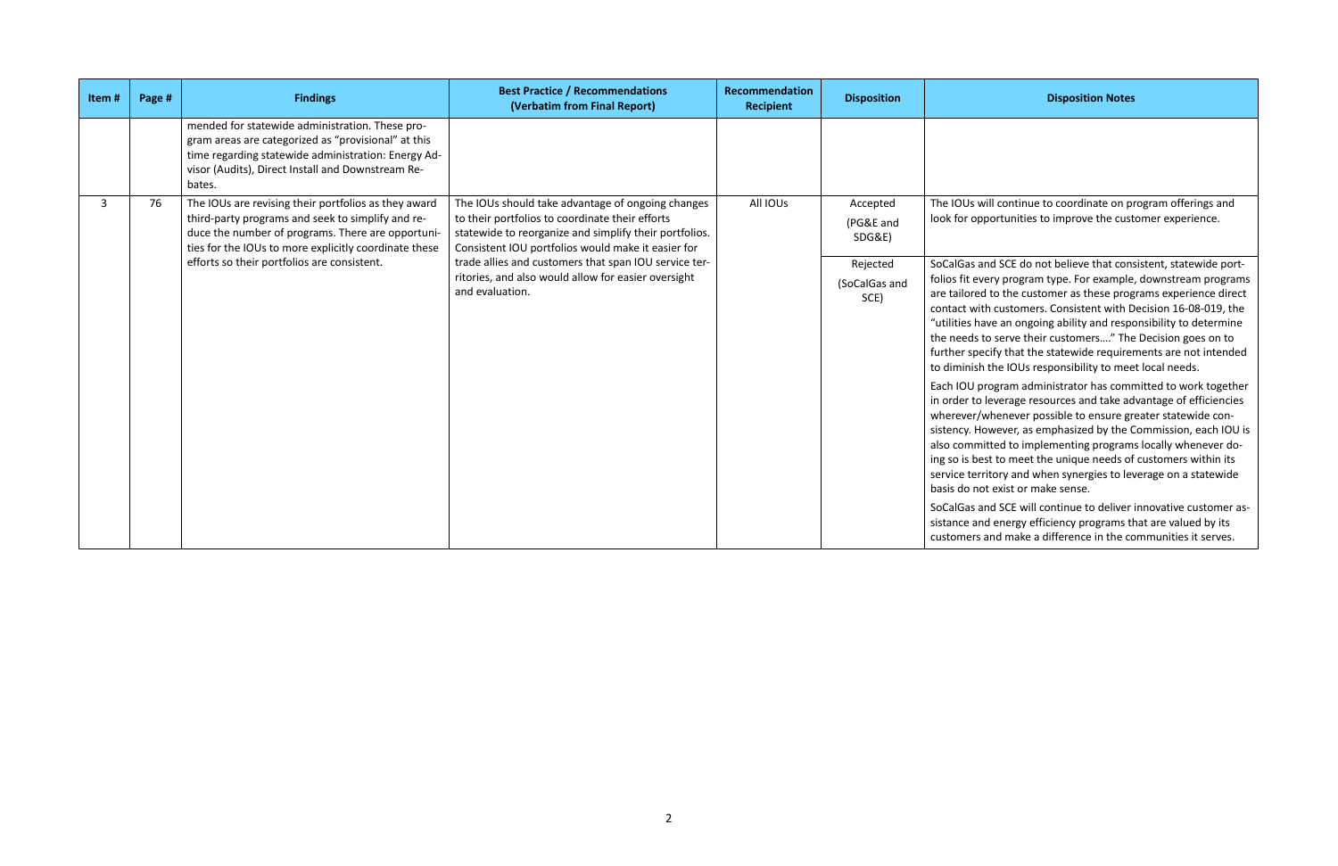| Item # | Page # | Findings | Best Practice / Recommendations (Verbatim from Final Report) | Recommendation Recipient | Disposition | Disposition Notes |
|---|---|---|---|---|---|---|
| | | mended for statewide administration. These program areas are categorized as "provisional" at this time regarding statewide administration: Energy Advisor (Audits), Direct Install and Downstream Rebates. | | | | |
| 3 | 76 | The IOUs are revising their portfolios as they award third-party programs and seek to simplify and reduce the number of programs. There are opportunities for the IOUs to more explicitly coordinate these efforts so their portfolios are consistent. | The IOUs should take advantage of ongoing changes to their portfolios to coordinate their efforts statewide to reorganize and simplify their portfolios. Consistent IOU portfolios would make it easier for trade allies and customers that span IOU service territories, and also would allow for easier oversight and evaluation. | All IOUs | Accepted (PG&E and SDG&E) | The IOUs will continue to coordinate on program offerings and look for opportunities to improve the customer experience. |
| | | | | | Rejected (SoCalGas and SCE) | SoCalGas and SCE do not believe that consistent, statewide portfolios fit every program type. For example, downstream programs are tailored to the customer as these programs experience direct contact with customers. Consistent with Decision 16-08-019, the "utilities have an ongoing ability and responsibility to determine the needs to serve their customers…." The Decision goes on to further specify that the statewide requirements are not intended to diminish the IOUs responsibility to meet local needs.<br><br>Each IOU program administrator has committed to work together in order to leverage resources and take advantage of efficiencies wherever/whenever possible to ensure greater statewide consistency. However, as emphasized by the Commission, each IOU is also committed to implementing programs locally whenever doing so is best to meet the unique needs of customers within its service territory and when synergies to leverage on a statewide basis do not exist or make sense.<br><br>SoCalGas and SCE will continue to deliver innovative customer assistance and energy efficiency programs that are valued by its customers and make a difference in the communities it serves. |